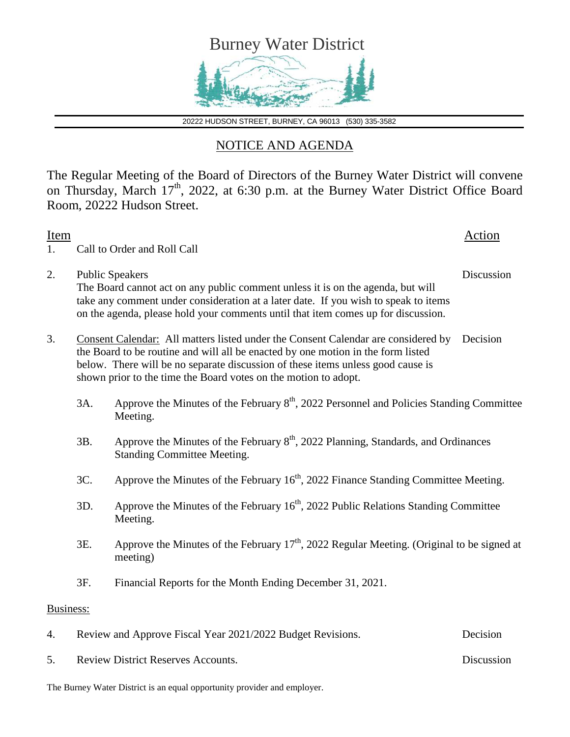# Burney Water District

20222 HUDSON STREET, BURNEY, CA 96013 (530) 335-3582

## NOTICE AND AGENDA

The Regular Meeting of the Board of Directors of the Burney Water District will convene on Thursday, March 17th, 2022, at 6:30 p.m. at the Burney Water District Office Board Room, 20222 Hudson Street.

| Item | | Action |
|---|---|---|
| 1. | Call to Order and Roll Call | |
| 2. | Public Speakers<br>The Board cannot act on any public comment unless it is on the agenda, but will take any comment under consideration at a later date. If you wish to speak to items on the agenda, please hold your comments until that item comes up for discussion. | Discussion |
| 3. | Consent Calendar: All matters listed under the Consent Calendar are considered by the Board to be routine and will all be enacted by one motion in the form listed below. There will be no separate discussion of these items unless good cause is shown prior to the time the Board votes on the motion to adopt. | Decision |

- 3A. Approve the Minutes of the February 8th, 2022 Personnel and Policies Standing Committee Meeting.
- 3B. Approve the Minutes of the February 8th, 2022 Planning, Standards, and Ordinances Standing Committee Meeting.
- 3C. Approve the Minutes of the February 16th, 2022 Finance Standing Committee Meeting.
- 3D. Approve the Minutes of the February 16th, 2022 Public Relations Standing Committee Meeting.
- 3E. Approve the Minutes of the February 17th, 2022 Regular Meeting. (Original to be signed at meeting)
- 3F. Financial Reports for the Month Ending December 31, 2021.

Business:

| | | |
|---|---|---|
| 4. | Review and Approve Fiscal Year 2021/2022 Budget Revisions. | Decision |
| 5. | Review District Reserves Accounts. | Discussion |

The Burney Water District is an equal opportunity provider and employer.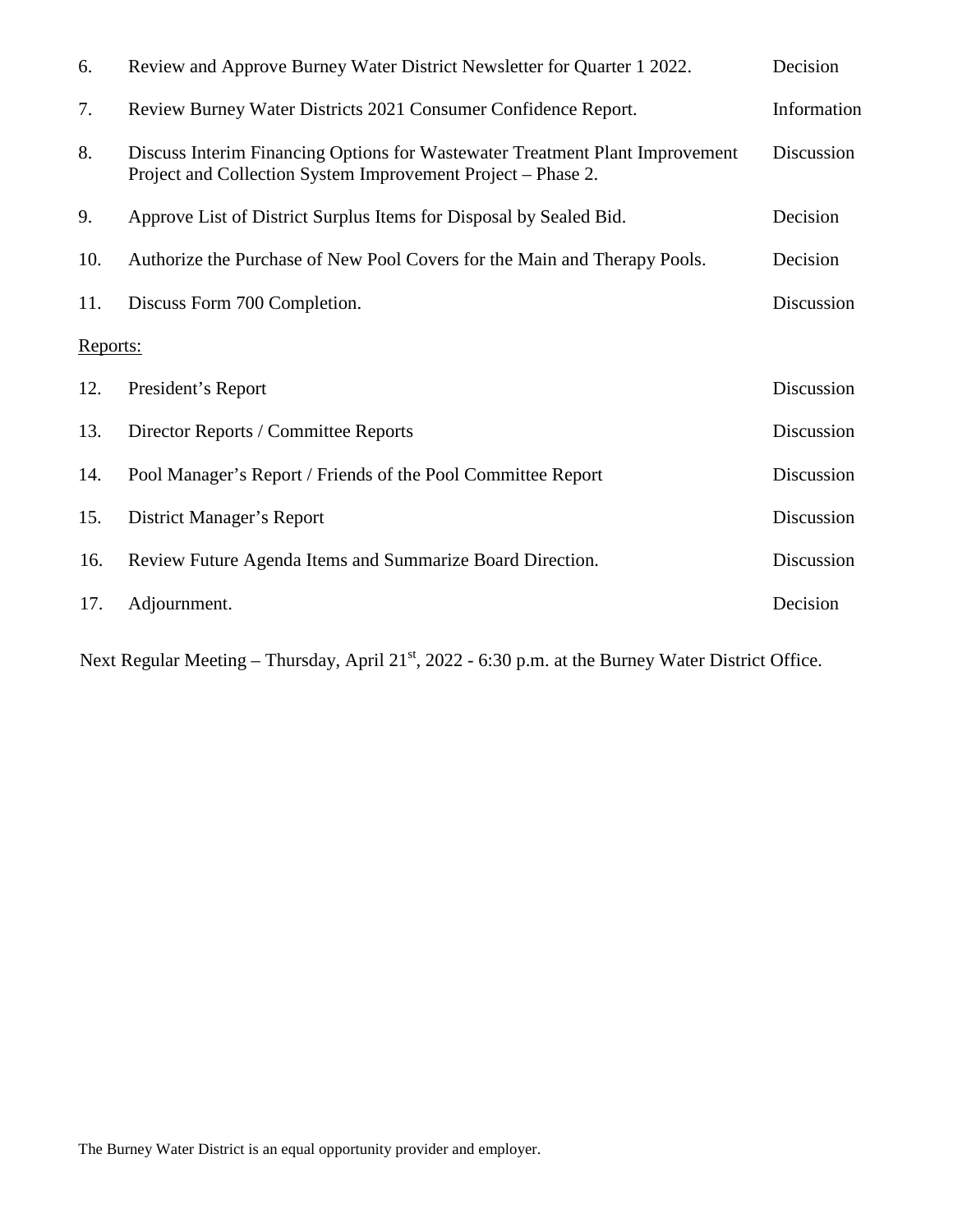| | | |
|---|---|---|
| 6. | Review and Approve Burney Water District Newsletter for Quarter 1 2022. | Decision |
| 7. | Review Burney Water Districts 2021 Consumer Confidence Report. | Information |
| 8. | Discuss Interim Financing Options for Wastewater Treatment Plant Improvement Project and Collection System Improvement Project – Phase 2. | Discussion |
| 9. | Approve List of District Surplus Items for Disposal by Sealed Bid. | Decision |
| 10. | Authorize the Purchase of New Pool Covers for the Main and Therapy Pools. | Decision |
| 11. | Discuss Form 700 Completion. | Discussion |

<u>Reports:</u>

| | | |
|---|---|---|
| 12. | President's Report | Discussion |
| 13. | Director Reports / Committee Reports | Discussion |
| 14. | Pool Manager's Report / Friends of the Pool Committee Report | Discussion |
| 15. | District Manager's Report | Discussion |
| 16. | Review Future Agenda Items and Summarize Board Direction. | Discussion |
| 17. | Adjournment. | Decision |

Next Regular Meeting – Thursday, April 21st, 2022 - 6:30 p.m. at the Burney Water District Office.

The Burney Water District is an equal opportunity provider and employer.